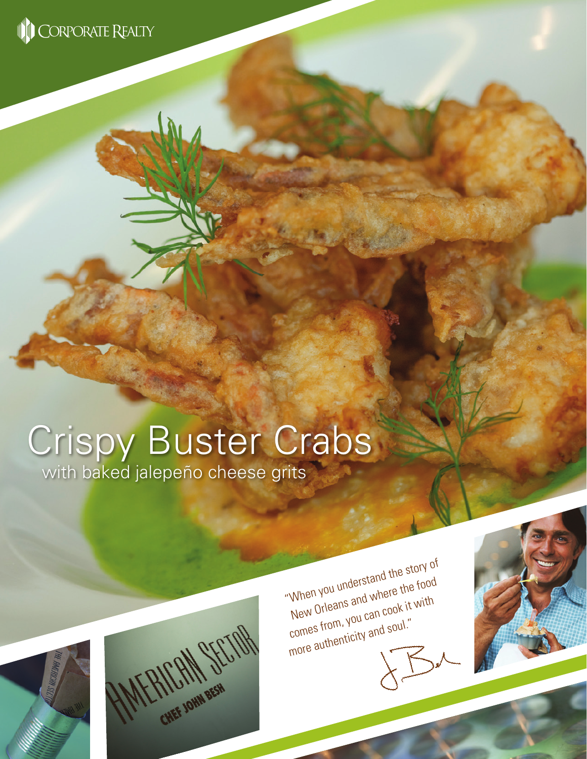CORPORATE REALTY

# Crispy Buster Crabs

with baked jalepeño cheese grits

"When you understand the story of New Orleans and where the food comes from, you can cook it with more authenticity and soul."

AMERICAN SECTOR

CHEF JOHN BESH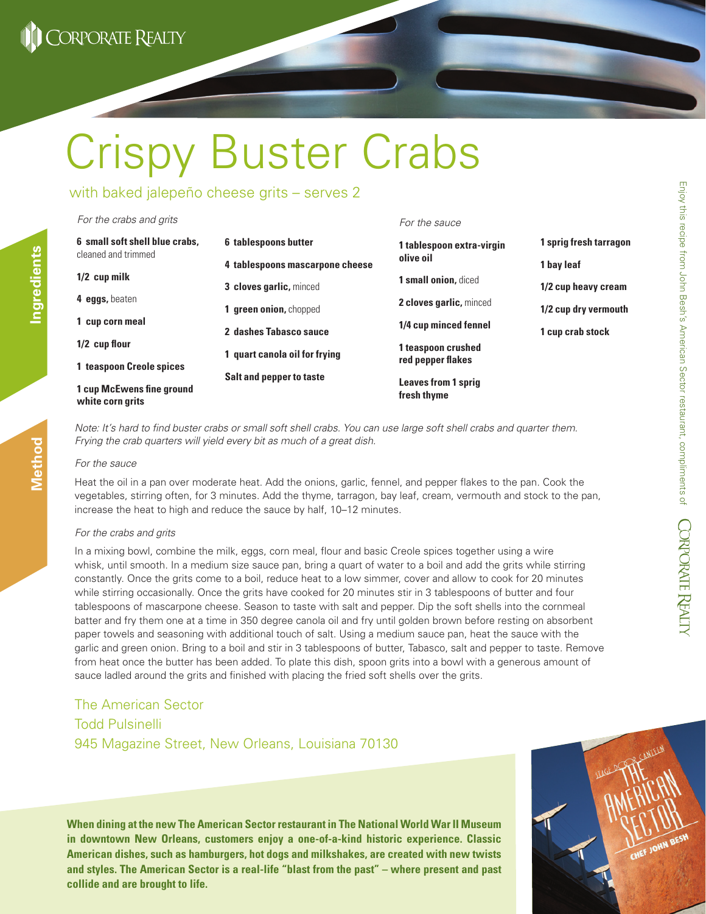# Crispy Buster Crabs

## with baked jalepeño cheese grits – serves 2

### Ingredients

*For the crabs and grits*

- **6 small soft shell blue crabs,** cleaned and trimmed
- **1/2 cup milk**
- **4 eggs,** beaten
- **1 cup corn meal**
- **1/2 cup flour**
- **1 teaspoon Creole spices**
- **1 cup McEwens fine ground white corn grits**
- **6 tablespoons butter**
- **4 tablespoons mascarpone cheese**
- **3 cloves garlic,** minced
- **1 green onion,** chopped
- **2 dashes Tabasco sauce**
- **1 quart canola oil for frying**
- **Salt and pepper to taste**

*For the sauce*

- **1 tablespoon extra-virgin olive oil**
- **1 small onion,** diced
- **2 cloves garlic,** minced
- **1/4 cup minced fennel**
- **1 teaspoon crushed red pepper flakes**
- **Leaves from 1 sprig fresh thyme**
- **1 sprig fresh tarragon**
- **1 bay leaf**
- **1/2 cup heavy cream**
- **1/2 cup dry vermouth**
- **1 cup crab stock**

*Note: It's hard to find buster crabs or small soft shell crabs. You can use large soft shell crabs and quarter them. Frying the crab quarters will yield every bit as much of a great dish.*

### Method

*For the sauce*

Heat the oil in a pan over moderate heat. Add the onions, garlic, fennel, and pepper flakes to the pan. Cook the vegetables, stirring often, for 3 minutes. Add the thyme, tarragon, bay leaf, cream, vermouth and stock to the pan, increase the heat to high and reduce the sauce by half, 10–12 minutes.

*For the crabs and grits*

In a mixing bowl, combine the milk, eggs, corn meal, flour and basic Creole spices together using a wire whisk, until smooth. In a medium size sauce pan, bring a quart of water to a boil and add the grits while stirring constantly. Once the grits come to a boil, reduce heat to a low simmer, cover and allow to cook for 20 minutes while stirring occasionally. Once the grits have cooked for 20 minutes stir in 3 tablespoons of butter and four tablespoons of mascarpone cheese. Season to taste with salt and pepper. Dip the soft shells into the cornmeal batter and fry them one at a time in 350 degree canola oil and fry until golden brown before resting on absorbent paper towels and seasoning with additional touch of salt. Using a medium sauce pan, heat the sauce with the garlic and green onion. Bring to a boil and stir in 3 tablespoons of butter, Tabasco, salt and pepper to taste. Remove from heat once the butter has been added. To plate this dish, spoon grits into a bowl with a generous amount of sauce ladled around the grits and finished with placing the fried soft shells over the grits.

The American Sector
Todd Pulsinelli
945 Magazine Street, New Orleans, Louisiana 70130

**When dining at the new The American Sector restaurant in The National World War II Museum in downtown New Orleans, customers enjoy a one-of-a-kind historic experience. Classic American dishes, such as hamburgers, hot dogs and milkshakes, are created with new twists and styles. The American Sector is a real-life "blast from the past" – where present and past collide and are brought to life.**

Enjoy this recipe from John Besh's American Sector restaurant, compliments of Corporate Realty